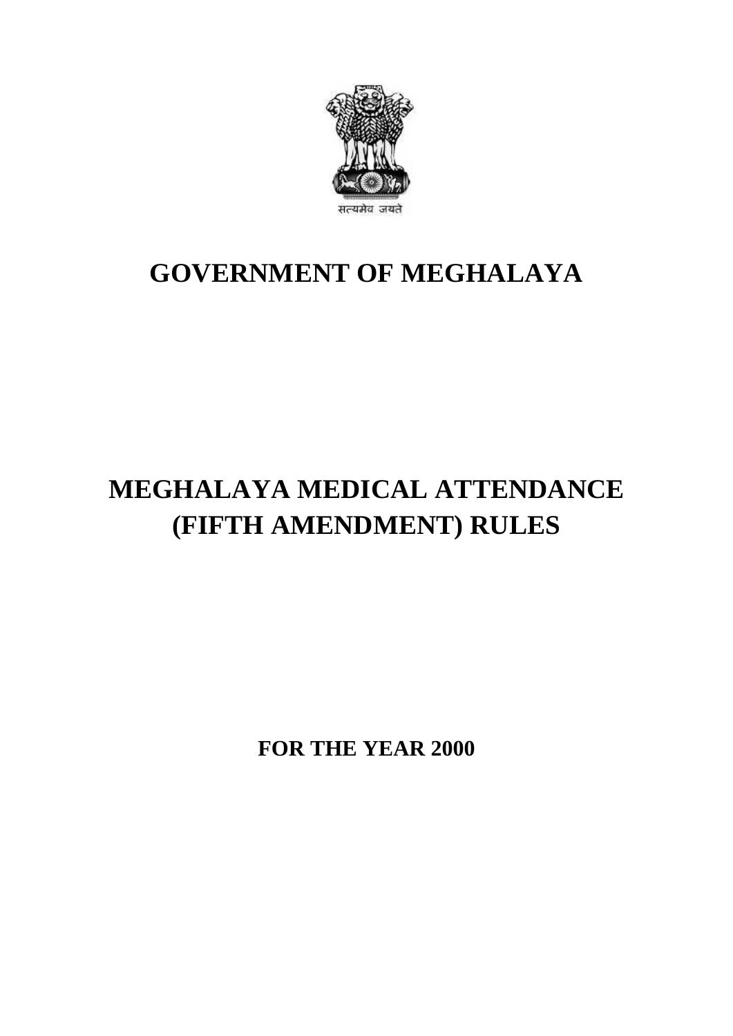सत्यमेव जयते

# GOVERNMENT OF MEGHALAYA

# MEGHALAYA MEDICAL ATTENDANCE (FIFTH AMENDMENT) RULES

**FOR THE YEAR 2000**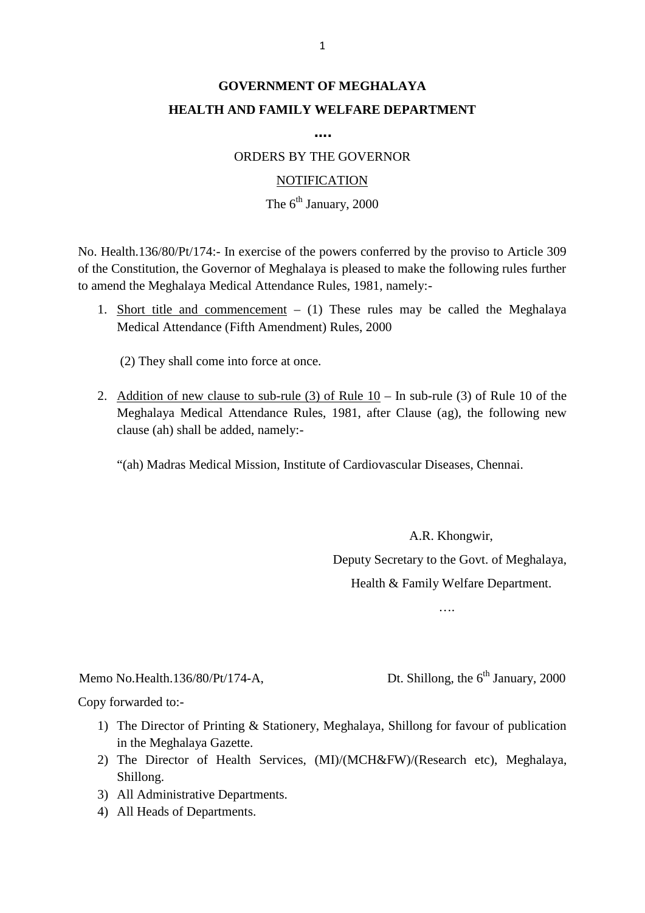**GOVERNMENT OF MEGHALAYA**

**HEALTH AND FAMILY WELFARE DEPARTMENT**

**....**

ORDERS BY THE GOVERNOR

NOTIFICATION

The 6th January, 2000

No. Health.136/80/Pt/174:- In exercise of the powers conferred by the proviso to Article 309 of the Constitution, the Governor of Meghalaya is pleased to make the following rules further to amend the Meghalaya Medical Attendance Rules, 1981, namely:-

1. Short title and commencement – (1) These rules may be called the Meghalaya Medical Attendance (Fifth Amendment) Rules, 2000

   (2) They shall come into force at once.

2. Addition of new clause to sub-rule (3) of Rule 10 – In sub-rule (3) of Rule 10 of the Meghalaya Medical Attendance Rules, 1981, after Clause (ag), the following new clause (ah) shall be added, namely:-

   "(ah) Madras Medical Mission, Institute of Cardiovascular Diseases, Chennai.

A.R. Khongwir,

Deputy Secretary to the Govt. of Meghalaya,

Health & Family Welfare Department.

….

Memo No.Health.136/80/Pt/174-A, Dt. Shillong, the 6th January, 2000

Copy forwarded to:-

1) The Director of Printing & Stationery, Meghalaya, Shillong for favour of publication in the Meghalaya Gazette.
2) The Director of Health Services, (MI)/(MCH&FW)/(Research etc), Meghalaya, Shillong.
3) All Administrative Departments.
4) All Heads of Departments.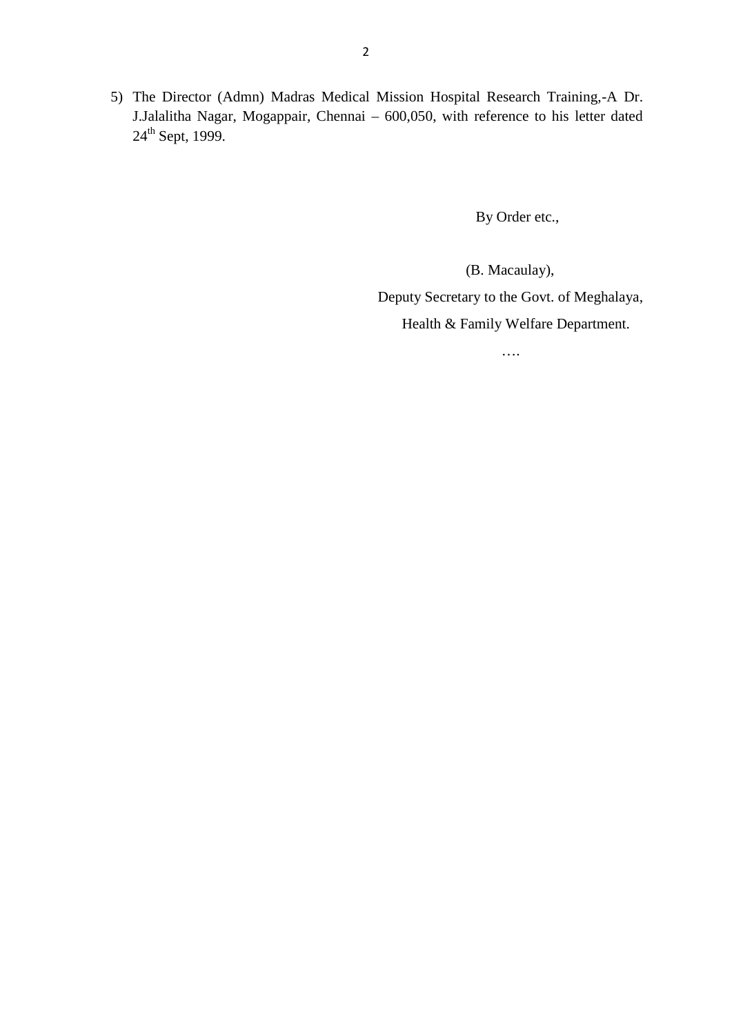5) The Director (Admn) Madras Medical Mission Hospital Research Training,-A Dr. J.Jalalitha Nagar, Mogappair, Chennai – 600,050, with reference to his letter dated 24th Sept, 1999.

By Order etc.,

(B. Macaulay),

Deputy Secretary to the Govt. of Meghalaya,

Health & Family Welfare Department.

….